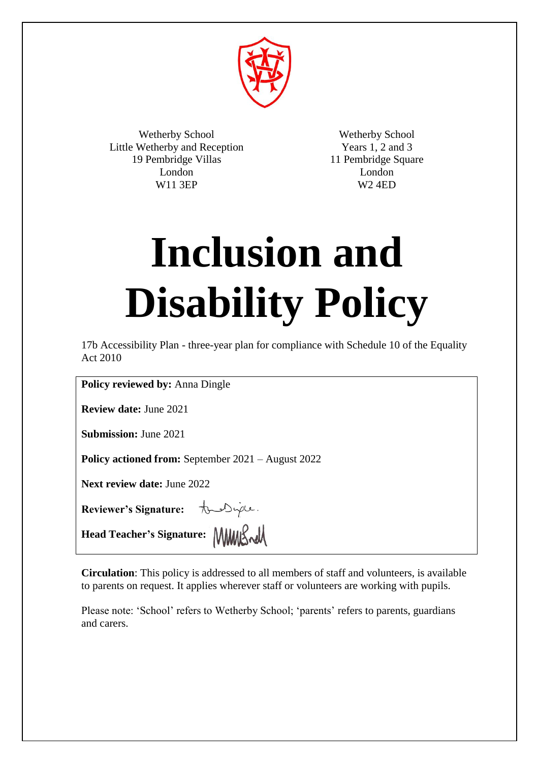Wetherby School
Little Wetherby and Reception
19 Pembridge Villas
London
W11 3EP

Wetherby School
Years 1, 2 and 3
11 Pembridge Square
London
W2 4ED

# Inclusion and Disability Policy

17b Accessibility Plan - three-year plan for compliance with Schedule 10 of the Equality Act 2010

**Policy reviewed by:** Anna Dingle

**Review date:** June 2021

**Submission:** June 2021

**Policy actioned from:** September 2021 – August 2022

**Next review date:** June 2022

**Reviewer's Signature:**

**Head Teacher's Signature:**

**Circulation**: This policy is addressed to all members of staff and volunteers, is available to parents on request. It applies wherever staff or volunteers are working with pupils.

Please note: 'School' refers to Wetherby School; 'parents' refers to parents, guardians and carers.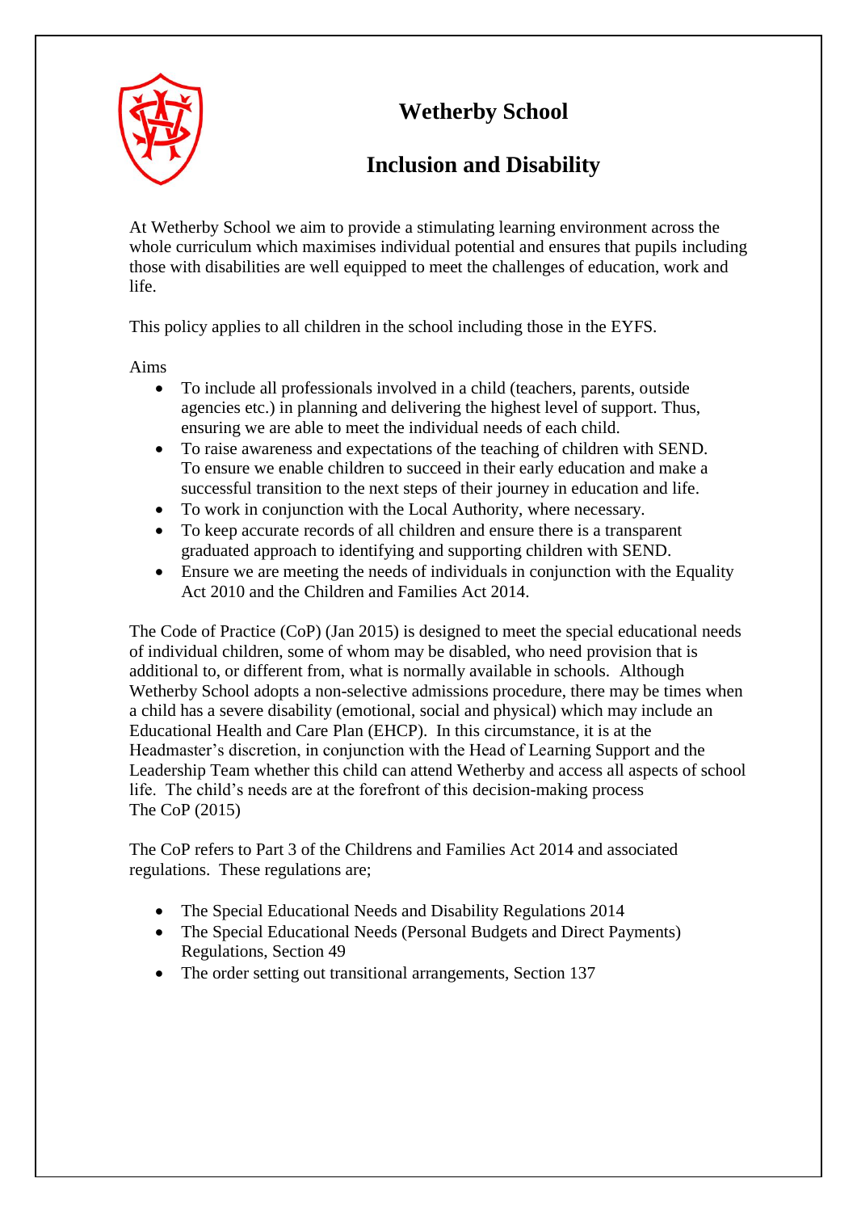# Wetherby School

## Inclusion and Disability

At Wetherby School we aim to provide a stimulating learning environment across the whole curriculum which maximises individual potential and ensures that pupils including those with disabilities are well equipped to meet the challenges of education, work and life.

This policy applies to all children in the school including those in the EYFS.

Aims

- To include all professionals involved in a child (teachers, parents, outside agencies etc.) in planning and delivering the highest level of support. Thus, ensuring we are able to meet the individual needs of each child.
- To raise awareness and expectations of the teaching of children with SEND. To ensure we enable children to succeed in their early education and make a successful transition to the next steps of their journey in education and life.
- To work in conjunction with the Local Authority, where necessary.
- To keep accurate records of all children and ensure there is a transparent graduated approach to identifying and supporting children with SEND.
- Ensure we are meeting the needs of individuals in conjunction with the Equality Act 2010 and the Children and Families Act 2014.

The Code of Practice (CoP) (Jan 2015) is designed to meet the special educational needs of individual children, some of whom may be disabled, who need provision that is additional to, or different from, what is normally available in schools. Although Wetherby School adopts a non-selective admissions procedure, there may be times when a child has a severe disability (emotional, social and physical) which may include an Educational Health and Care Plan (EHCP). In this circumstance, it is at the Headmaster's discretion, in conjunction with the Head of Learning Support and the Leadership Team whether this child can attend Wetherby and access all aspects of school life. The child's needs are at the forefront of this decision-making process
The CoP (2015)

The CoP refers to Part 3 of the Childrens and Families Act 2014 and associated regulations. These regulations are;

- The Special Educational Needs and Disability Regulations 2014
- The Special Educational Needs (Personal Budgets and Direct Payments) Regulations, Section 49
- The order setting out transitional arrangements, Section 137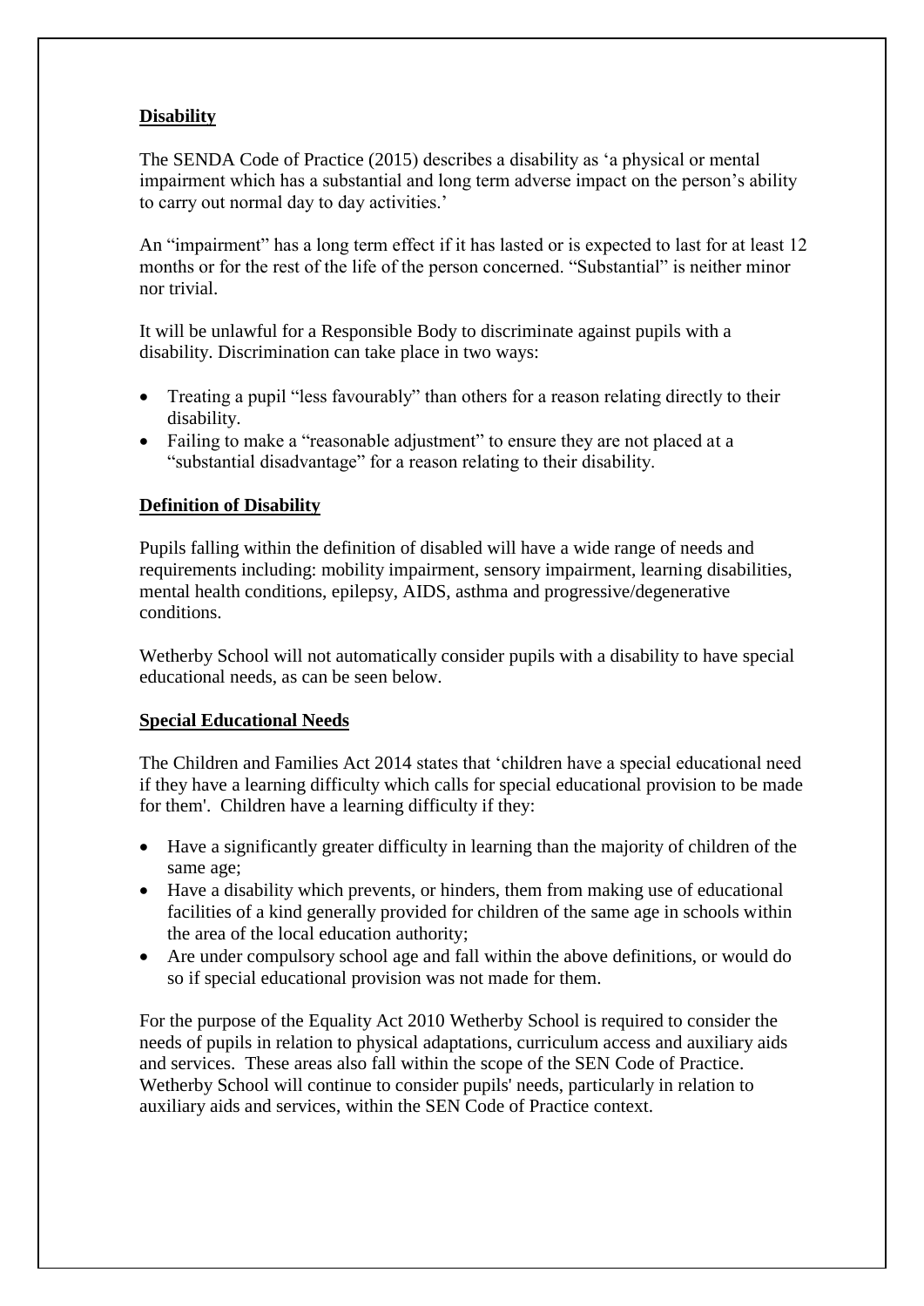**Disability**

The SENDA Code of Practice (2015) describes a disability as 'a physical or mental impairment which has a substantial and long term adverse impact on the person's ability to carry out normal day to day activities.'

An "impairment" has a long term effect if it has lasted or is expected to last for at least 12 months or for the rest of the life of the person concerned. "Substantial" is neither minor nor trivial.

It will be unlawful for a Responsible Body to discriminate against pupils with a disability. Discrimination can take place in two ways:

- Treating a pupil "less favourably" than others for a reason relating directly to their disability.
- Failing to make a "reasonable adjustment" to ensure they are not placed at a "substantial disadvantage" for a reason relating to their disability.

**Definition of Disability**

Pupils falling within the definition of disabled will have a wide range of needs and requirements including: mobility impairment, sensory impairment, learning disabilities, mental health conditions, epilepsy, AIDS, asthma and progressive/degenerative conditions.

Wetherby School will not automatically consider pupils with a disability to have special educational needs, as can be seen below.

**Special Educational Needs**

The Children and Families Act 2014 states that 'children have a special educational need if they have a learning difficulty which calls for special educational provision to be made for them'. Children have a learning difficulty if they:

- Have a significantly greater difficulty in learning than the majority of children of the same age;
- Have a disability which prevents, or hinders, them from making use of educational facilities of a kind generally provided for children of the same age in schools within the area of the local education authority;
- Are under compulsory school age and fall within the above definitions, or would do so if special educational provision was not made for them.

For the purpose of the Equality Act 2010 Wetherby School is required to consider the needs of pupils in relation to physical adaptations, curriculum access and auxiliary aids and services. These areas also fall within the scope of the SEN Code of Practice. Wetherby School will continue to consider pupils' needs, particularly in relation to auxiliary aids and services, within the SEN Code of Practice context.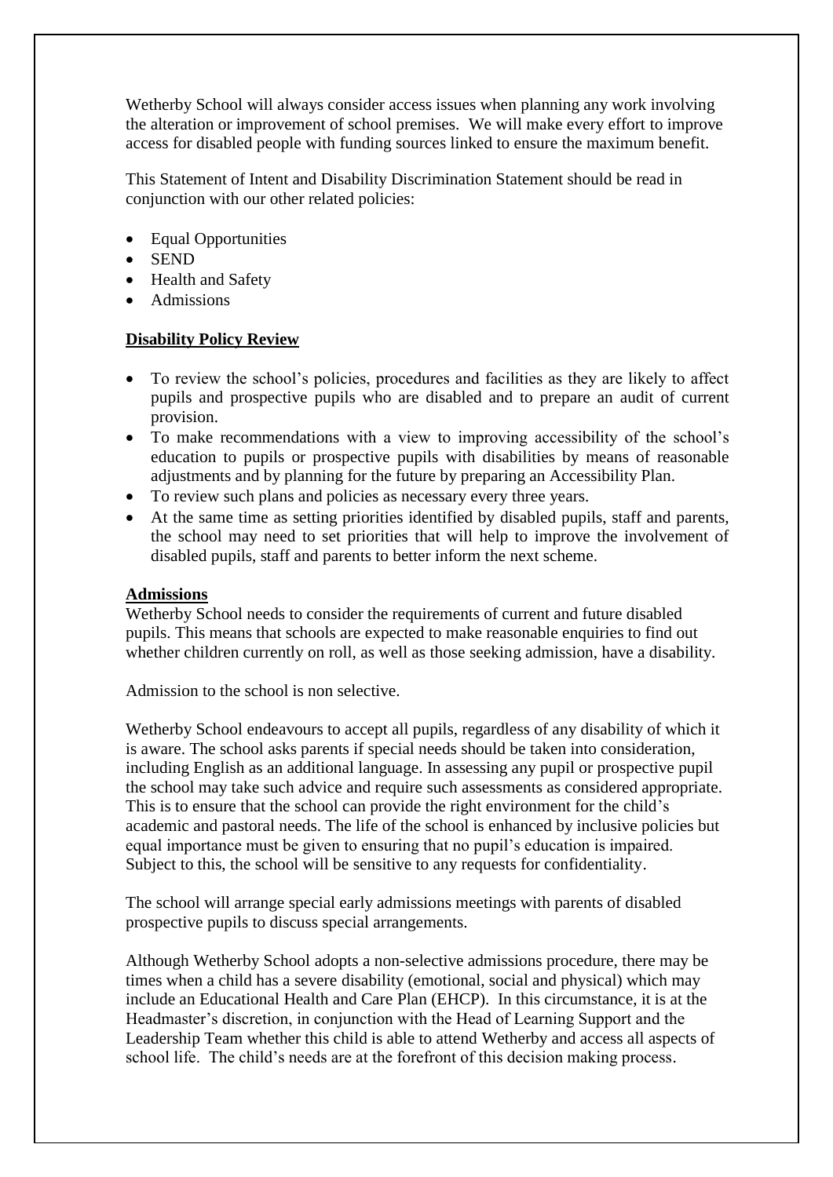Wetherby School will always consider access issues when planning any work involving the alteration or improvement of school premises. We will make every effort to improve access for disabled people with funding sources linked to ensure the maximum benefit.

This Statement of Intent and Disability Discrimination Statement should be read in conjunction with our other related policies:

- Equal Opportunities
- SEND
- Health and Safety
- Admissions

**Disability Policy Review**

- To review the school's policies, procedures and facilities as they are likely to affect pupils and prospective pupils who are disabled and to prepare an audit of current provision.
- To make recommendations with a view to improving accessibility of the school's education to pupils or prospective pupils with disabilities by means of reasonable adjustments and by planning for the future by preparing an Accessibility Plan.
- To review such plans and policies as necessary every three years.
- At the same time as setting priorities identified by disabled pupils, staff and parents, the school may need to set priorities that will help to improve the involvement of disabled pupils, staff and parents to better inform the next scheme.

**Admissions**

Wetherby School needs to consider the requirements of current and future disabled pupils. This means that schools are expected to make reasonable enquiries to find out whether children currently on roll, as well as those seeking admission, have a disability.

Admission to the school is non selective.

Wetherby School endeavours to accept all pupils, regardless of any disability of which it is aware. The school asks parents if special needs should be taken into consideration, including English as an additional language. In assessing any pupil or prospective pupil the school may take such advice and require such assessments as considered appropriate. This is to ensure that the school can provide the right environment for the child's academic and pastoral needs. The life of the school is enhanced by inclusive policies but equal importance must be given to ensuring that no pupil's education is impaired. Subject to this, the school will be sensitive to any requests for confidentiality.

The school will arrange special early admissions meetings with parents of disabled prospective pupils to discuss special arrangements.

Although Wetherby School adopts a non-selective admissions procedure, there may be times when a child has a severe disability (emotional, social and physical) which may include an Educational Health and Care Plan (EHCP). In this circumstance, it is at the Headmaster's discretion, in conjunction with the Head of Learning Support and the Leadership Team whether this child is able to attend Wetherby and access all aspects of school life. The child's needs are at the forefront of this decision making process.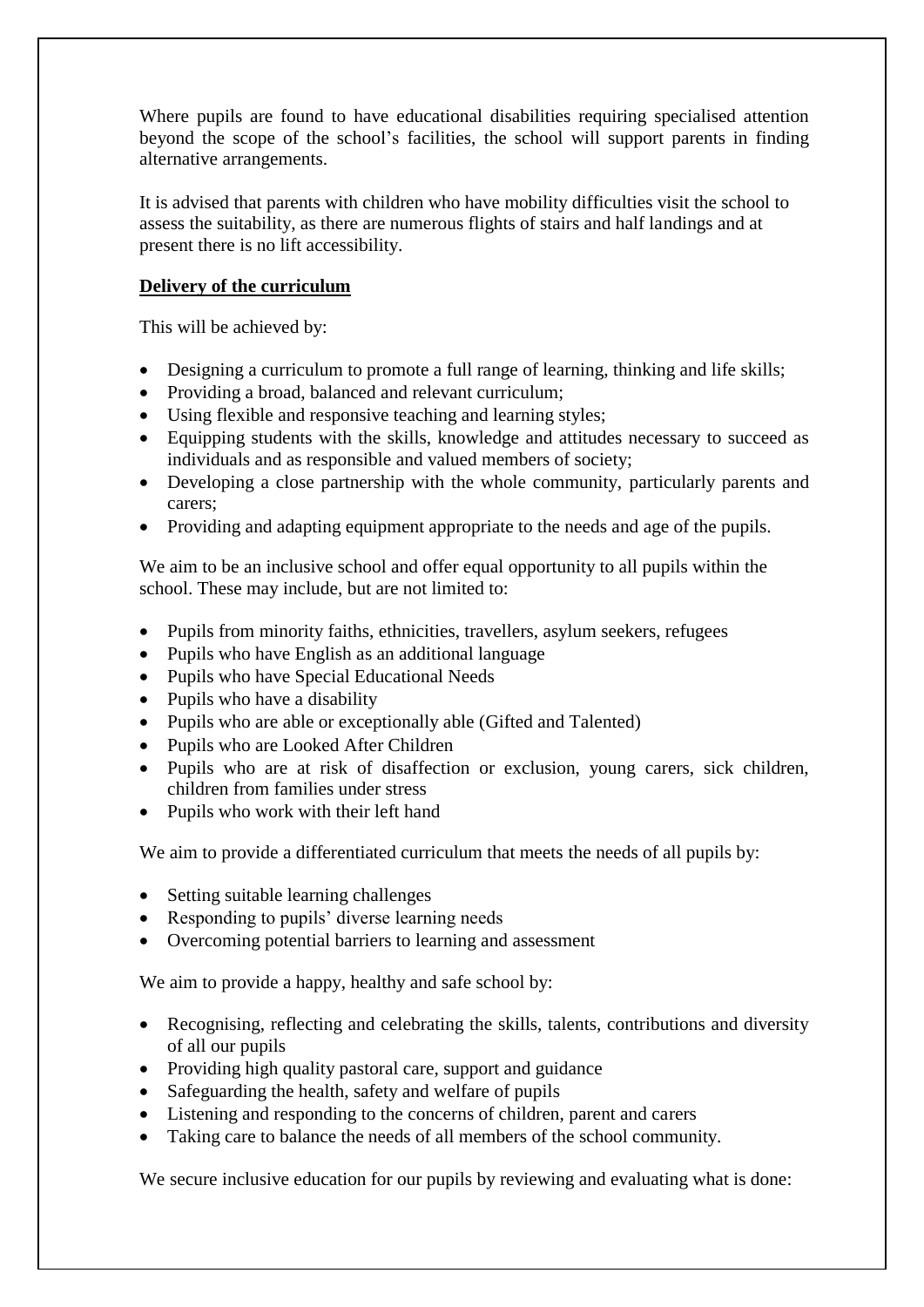Where pupils are found to have educational disabilities requiring specialised attention beyond the scope of the school's facilities, the school will support parents in finding alternative arrangements.

It is advised that parents with children who have mobility difficulties visit the school to assess the suitability, as there are numerous flights of stairs and half landings and at present there is no lift accessibility.

**Delivery of the curriculum**

This will be achieved by:

- Designing a curriculum to promote a full range of learning, thinking and life skills;
- Providing a broad, balanced and relevant curriculum;
- Using flexible and responsive teaching and learning styles;
- Equipping students with the skills, knowledge and attitudes necessary to succeed as individuals and as responsible and valued members of society;
- Developing a close partnership with the whole community, particularly parents and carers;
- Providing and adapting equipment appropriate to the needs and age of the pupils.

We aim to be an inclusive school and offer equal opportunity to all pupils within the school. These may include, but are not limited to:

- Pupils from minority faiths, ethnicities, travellers, asylum seekers, refugees
- Pupils who have English as an additional language
- Pupils who have Special Educational Needs
- Pupils who have a disability
- Pupils who are able or exceptionally able (Gifted and Talented)
- Pupils who are Looked After Children
- Pupils who are at risk of disaffection or exclusion, young carers, sick children, children from families under stress
- Pupils who work with their left hand

We aim to provide a differentiated curriculum that meets the needs of all pupils by:

- Setting suitable learning challenges
- Responding to pupils' diverse learning needs
- Overcoming potential barriers to learning and assessment

We aim to provide a happy, healthy and safe school by:

- Recognising, reflecting and celebrating the skills, talents, contributions and diversity of all our pupils
- Providing high quality pastoral care, support and guidance
- Safeguarding the health, safety and welfare of pupils
- Listening and responding to the concerns of children, parent and carers
- Taking care to balance the needs of all members of the school community.

We secure inclusive education for our pupils by reviewing and evaluating what is done: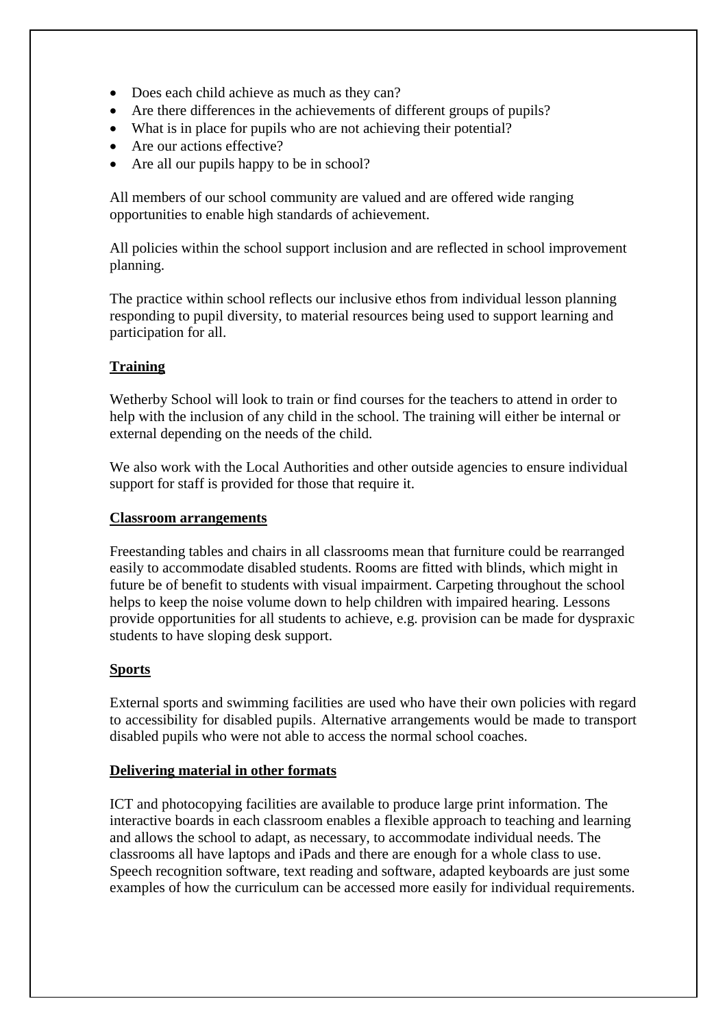- Does each child achieve as much as they can?
- Are there differences in the achievements of different groups of pupils?
- What is in place for pupils who are not achieving their potential?
- Are our actions effective?
- Are all our pupils happy to be in school?

All members of our school community are valued and are offered wide ranging opportunities to enable high standards of achievement.

All policies within the school support inclusion and are reflected in school improvement planning.

The practice within school reflects our inclusive ethos from individual lesson planning responding to pupil diversity, to material resources being used to support learning and participation for all.

**Training**

Wetherby School will look to train or find courses for the teachers to attend in order to help with the inclusion of any child in the school. The training will either be internal or external depending on the needs of the child.

We also work with the Local Authorities and other outside agencies to ensure individual support for staff is provided for those that require it.

**Classroom arrangements**

Freestanding tables and chairs in all classrooms mean that furniture could be rearranged easily to accommodate disabled students. Rooms are fitted with blinds, which might in future be of benefit to students with visual impairment. Carpeting throughout the school helps to keep the noise volume down to help children with impaired hearing. Lessons provide opportunities for all students to achieve, e.g. provision can be made for dyspraxic students to have sloping desk support.

**Sports**

External sports and swimming facilities are used who have their own policies with regard to accessibility for disabled pupils. Alternative arrangements would be made to transport disabled pupils who were not able to access the normal school coaches.

**Delivering material in other formats**

ICT and photocopying facilities are available to produce large print information. The interactive boards in each classroom enables a flexible approach to teaching and learning and allows the school to adapt, as necessary, to accommodate individual needs. The classrooms all have laptops and iPads and there are enough for a whole class to use. Speech recognition software, text reading and software, adapted keyboards are just some examples of how the curriculum can be accessed more easily for individual requirements.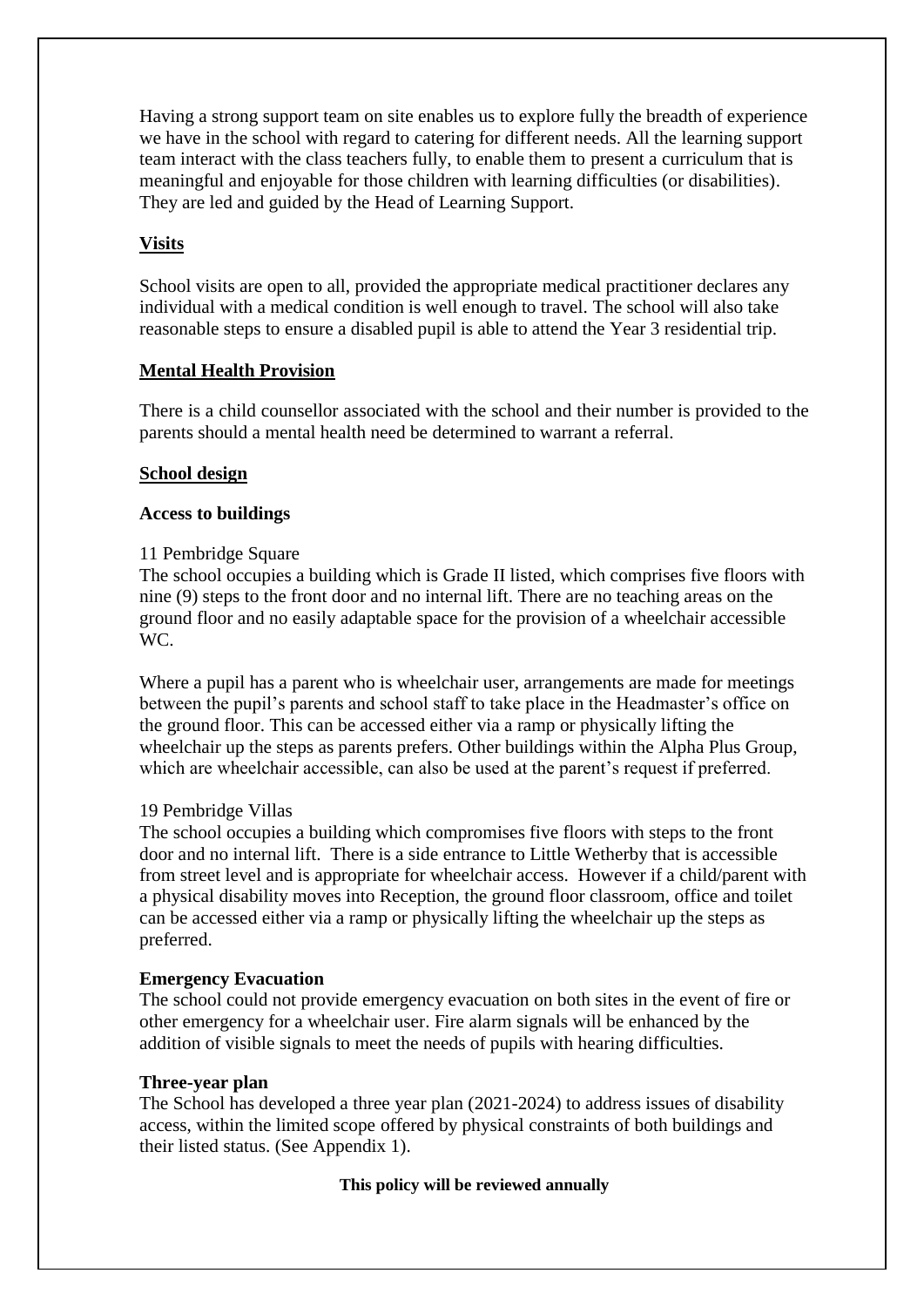Having a strong support team on site enables us to explore fully the breadth of experience we have in the school with regard to catering for different needs. All the learning support team interact with the class teachers fully, to enable them to present a curriculum that is meaningful and enjoyable for those children with learning difficulties (or disabilities). They are led and guided by the Head of Learning Support.

## Visits

School visits are open to all, provided the appropriate medical practitioner declares any individual with a medical condition is well enough to travel. The school will also take reasonable steps to ensure a disabled pupil is able to attend the Year 3 residential trip.

## Mental Health Provision

There is a child counsellor associated with the school and their number is provided to the parents should a mental health need be determined to warrant a referral.

## School design

### Access to buildings

11 Pembridge Square
The school occupies a building which is Grade II listed, which comprises five floors with nine (9) steps to the front door and no internal lift. There are no teaching areas on the ground floor and no easily adaptable space for the provision of a wheelchair accessible WC.

Where a pupil has a parent who is wheelchair user, arrangements are made for meetings between the pupil's parents and school staff to take place in the Headmaster's office on the ground floor. This can be accessed either via a ramp or physically lifting the wheelchair up the steps as parents prefers. Other buildings within the Alpha Plus Group, which are wheelchair accessible, can also be used at the parent's request if preferred.

19 Pembridge Villas
The school occupies a building which compromises five floors with steps to the front door and no internal lift. There is a side entrance to Little Wetherby that is accessible from street level and is appropriate for wheelchair access. However if a child/parent with a physical disability moves into Reception, the ground floor classroom, office and toilet can be accessed either via a ramp or physically lifting the wheelchair up the steps as preferred.

### Emergency Evacuation

The school could not provide emergency evacuation on both sites in the event of fire or other emergency for a wheelchair user. Fire alarm signals will be enhanced by the addition of visible signals to meet the needs of pupils with hearing difficulties.

### Three-year plan

The School has developed a three year plan (2021-2024) to address issues of disability access, within the limited scope offered by physical constraints of both buildings and their listed status. (See Appendix 1).

**This policy will be reviewed annually**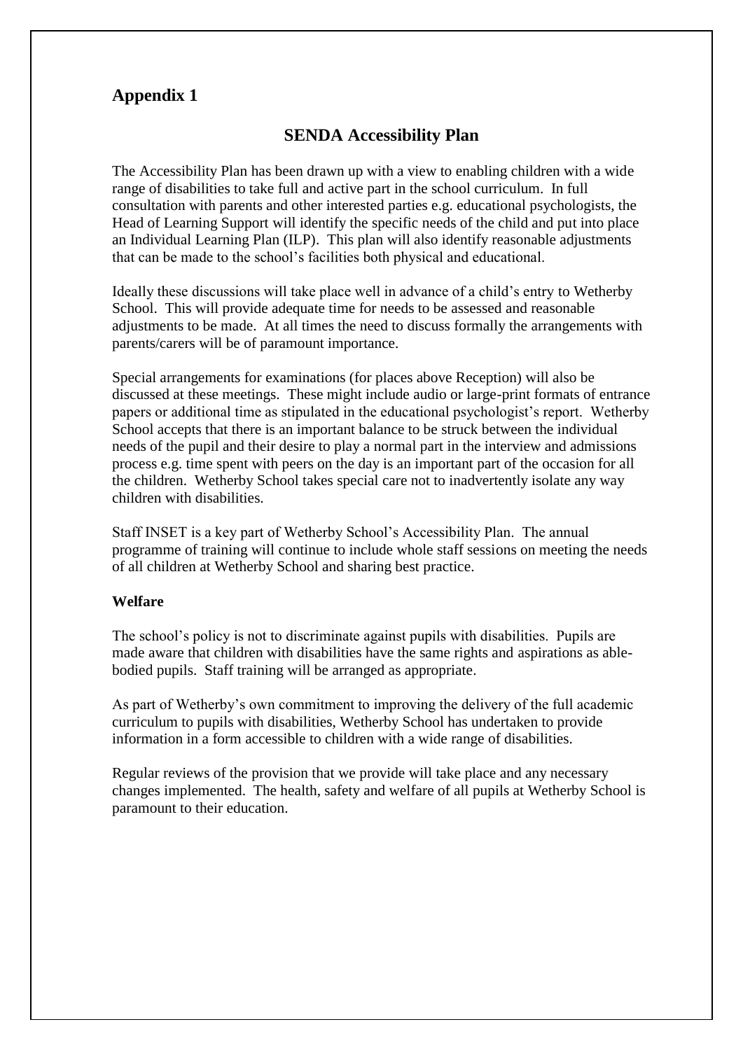## Appendix 1

### SENDA Accessibility Plan

The Accessibility Plan has been drawn up with a view to enabling children with a wide range of disabilities to take full and active part in the school curriculum. In full consultation with parents and other interested parties e.g. educational psychologists, the Head of Learning Support will identify the specific needs of the child and put into place an Individual Learning Plan (ILP). This plan will also identify reasonable adjustments that can be made to the school's facilities both physical and educational.

Ideally these discussions will take place well in advance of a child's entry to Wetherby School. This will provide adequate time for needs to be assessed and reasonable adjustments to be made. At all times the need to discuss formally the arrangements with parents/carers will be of paramount importance.

Special arrangements for examinations (for places above Reception) will also be discussed at these meetings. These might include audio or large-print formats of entrance papers or additional time as stipulated in the educational psychologist's report. Wetherby School accepts that there is an important balance to be struck between the individual needs of the pupil and their desire to play a normal part in the interview and admissions process e.g. time spent with peers on the day is an important part of the occasion for all the children. Wetherby School takes special care not to inadvertently isolate any way children with disabilities.

Staff INSET is a key part of Wetherby School's Accessibility Plan. The annual programme of training will continue to include whole staff sessions on meeting the needs of all children at Wetherby School and sharing best practice.

**Welfare**

The school's policy is not to discriminate against pupils with disabilities. Pupils are made aware that children with disabilities have the same rights and aspirations as able-bodied pupils. Staff training will be arranged as appropriate.

As part of Wetherby's own commitment to improving the delivery of the full academic curriculum to pupils with disabilities, Wetherby School has undertaken to provide information in a form accessible to children with a wide range of disabilities.

Regular reviews of the provision that we provide will take place and any necessary changes implemented. The health, safety and welfare of all pupils at Wetherby School is paramount to their education.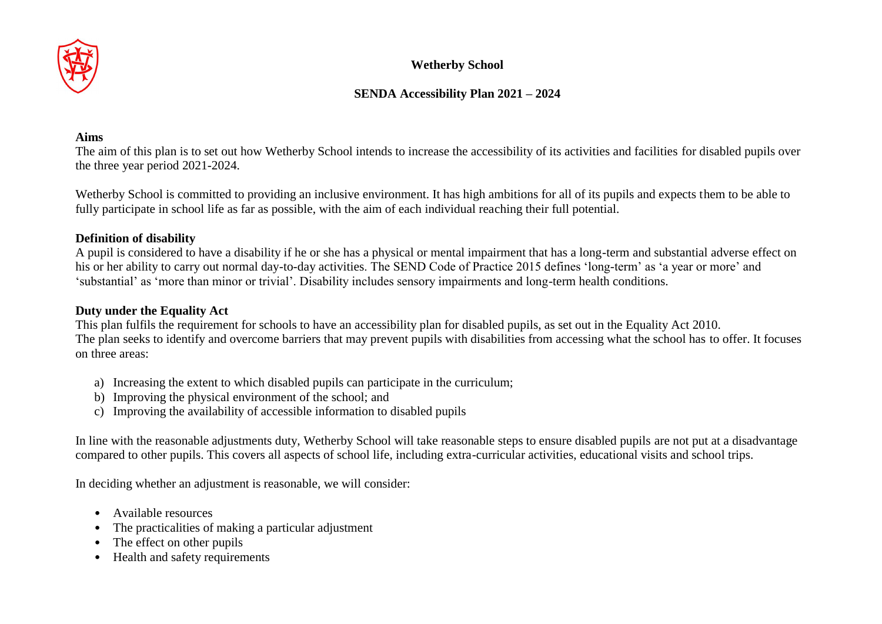**Wetherby School**

**SENDA Accessibility Plan 2021 – 2024**

**Aims**

The aim of this plan is to set out how Wetherby School intends to increase the accessibility of its activities and facilities for disabled pupils over the three year period 2021-2024.

Wetherby School is committed to providing an inclusive environment. It has high ambitions for all of its pupils and expects them to be able to fully participate in school life as far as possible, with the aim of each individual reaching their full potential.

**Definition of disability**

A pupil is considered to have a disability if he or she has a physical or mental impairment that has a long-term and substantial adverse effect on his or her ability to carry out normal day-to-day activities. The SEND Code of Practice 2015 defines 'long-term' as 'a year or more' and 'substantial' as 'more than minor or trivial'. Disability includes sensory impairments and long-term health conditions.

**Duty under the Equality Act**

This plan fulfils the requirement for schools to have an accessibility plan for disabled pupils, as set out in the Equality Act 2010.
The plan seeks to identify and overcome barriers that may prevent pupils with disabilities from accessing what the school has to offer. It focuses on three areas:

a) Increasing the extent to which disabled pupils can participate in the curriculum;
b) Improving the physical environment of the school; and
c) Improving the availability of accessible information to disabled pupils

In line with the reasonable adjustments duty, Wetherby School will take reasonable steps to ensure disabled pupils are not put at a disadvantage compared to other pupils. This covers all aspects of school life, including extra-curricular activities, educational visits and school trips.

In deciding whether an adjustment is reasonable, we will consider:

- Available resources
- The practicalities of making a particular adjustment
- The effect on other pupils
- Health and safety requirements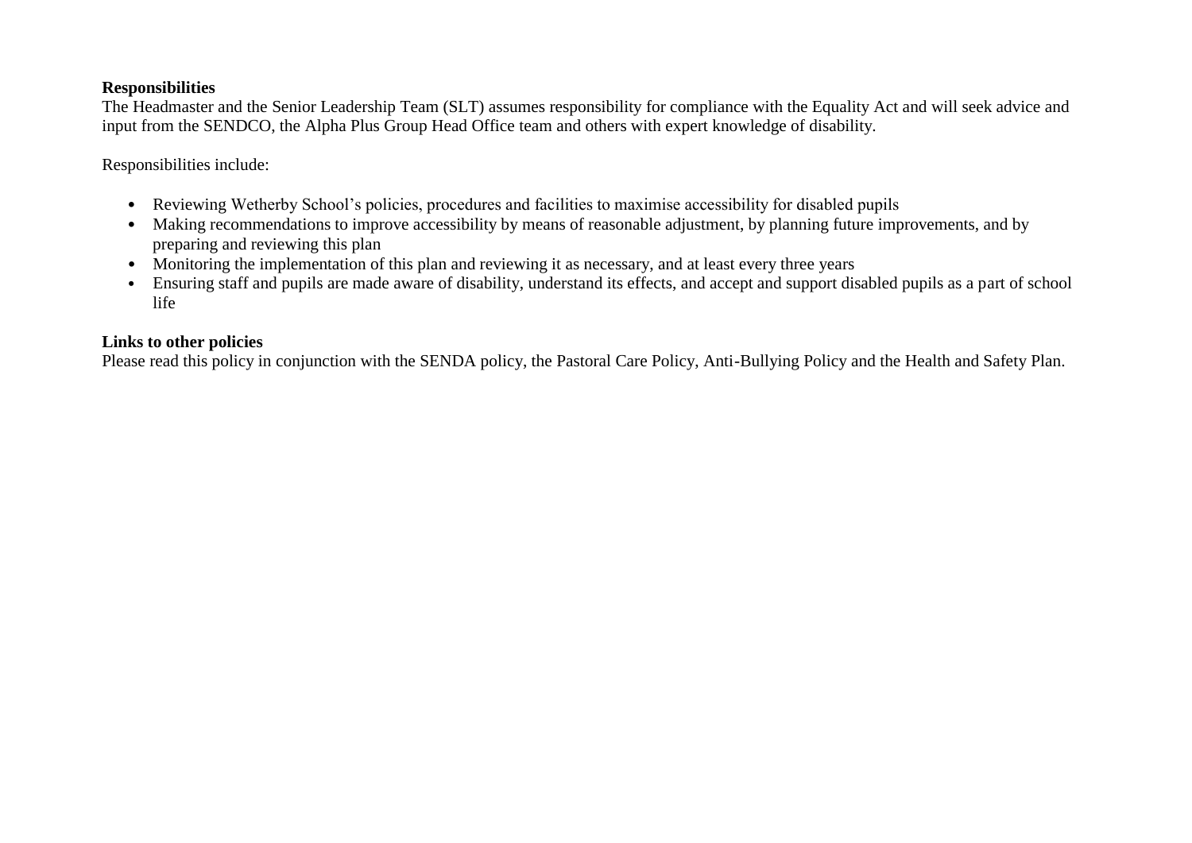**Responsibilities**

The Headmaster and the Senior Leadership Team (SLT) assumes responsibility for compliance with the Equality Act and will seek advice and input from the SENDCO, the Alpha Plus Group Head Office team and others with expert knowledge of disability.

Responsibilities include:

- Reviewing Wetherby School's policies, procedures and facilities to maximise accessibility for disabled pupils
- Making recommendations to improve accessibility by means of reasonable adjustment, by planning future improvements, and by preparing and reviewing this plan
- Monitoring the implementation of this plan and reviewing it as necessary, and at least every three years
- Ensuring staff and pupils are made aware of disability, understand its effects, and accept and support disabled pupils as a part of school life

**Links to other policies**

Please read this policy in conjunction with the SENDA policy, the Pastoral Care Policy, Anti-Bullying Policy and the Health and Safety Plan.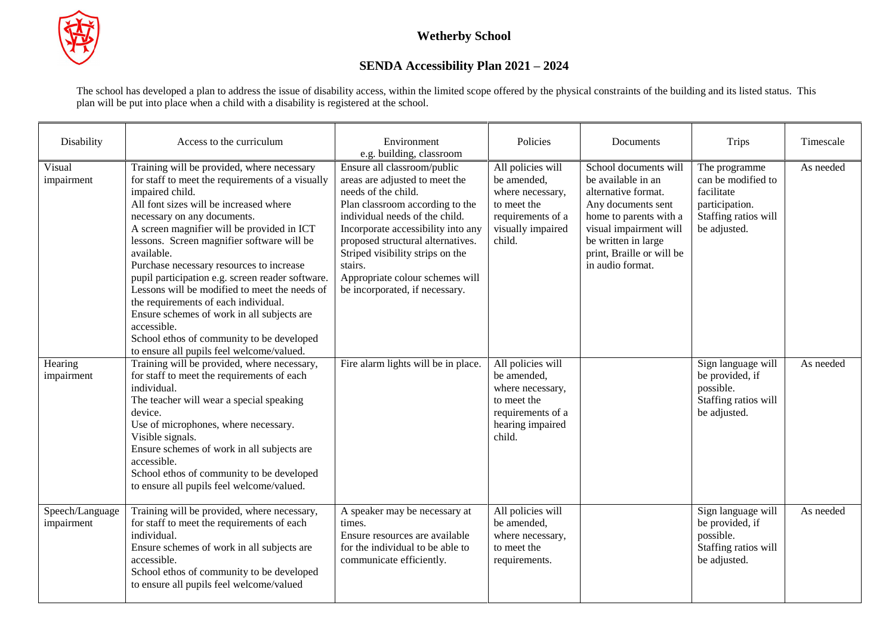# Wetherby School

## SENDA Accessibility Plan 2021 – 2024

The school has developed a plan to address the issue of disability access, within the limited scope offered by the physical constraints of the building and its listed status. This plan will be put into place when a child with a disability is registered at the school.

| Disability | Access to the curriculum | Environment e.g. building, classroom | Policies | Documents | Trips | Timescale |
|---|---|---|---|---|---|---|
| Visual impairment | Training will be provided, where necessary for staff to meet the requirements of a visually impaired child.<br>All font sizes will be increased where necessary on any documents.<br>A screen magnifier will be provided in ICT lessons. Screen magnifier software will be available.<br>Purchase necessary resources to increase pupil participation e.g. screen reader software.<br>Lessons will be modified to meet the needs of the requirements of each individual.<br>Ensure schemes of work in all subjects are accessible.<br>School ethos of community to be developed to ensure all pupils feel welcome/valued. | Ensure all classroom/public areas are adjusted to meet the needs of the child.<br>Plan classroom according to the individual needs of the child.<br>Incorporate accessibility into any proposed structural alternatives.<br>Striped visibility strips on the stairs.<br>Appropriate colour schemes will be incorporated, if necessary. | All policies will be amended, where necessary, to meet the requirements of a visually impaired child. | School documents will be available in an alternative format.<br>Any documents sent home to parents with a visual impairment will be written in large print, Braille or will be in audio format. | The programme can be modified to facilitate participation.<br>Staffing ratios will be adjusted. | As needed |
| Hearing impairment | Training will be provided, where necessary, for staff to meet the requirements of each individual.<br>The teacher will wear a special speaking device.<br>Use of microphones, where necessary.<br>Visible signals.<br>Ensure schemes of work in all subjects are accessible.<br>School ethos of community to be developed to ensure all pupils feel welcome/valued. | Fire alarm lights will be in place. | All policies will be amended, where necessary, to meet the requirements of a hearing impaired child. | | Sign language will be provided, if possible.<br>Staffing ratios will be adjusted. | As needed |
| Speech/Language impairment | Training will be provided, where necessary, for staff to meet the requirements of each individual.<br>Ensure schemes of work in all subjects are accessible.<br>School ethos of community to be developed to ensure all pupils feel welcome/valued | A speaker may be necessary at times.<br>Ensure resources are available for the individual to be able to communicate efficiently. | All policies will be amended, where necessary, to meet the requirements. | | Sign language will be provided, if possible.<br>Staffing ratios will be adjusted. | As needed |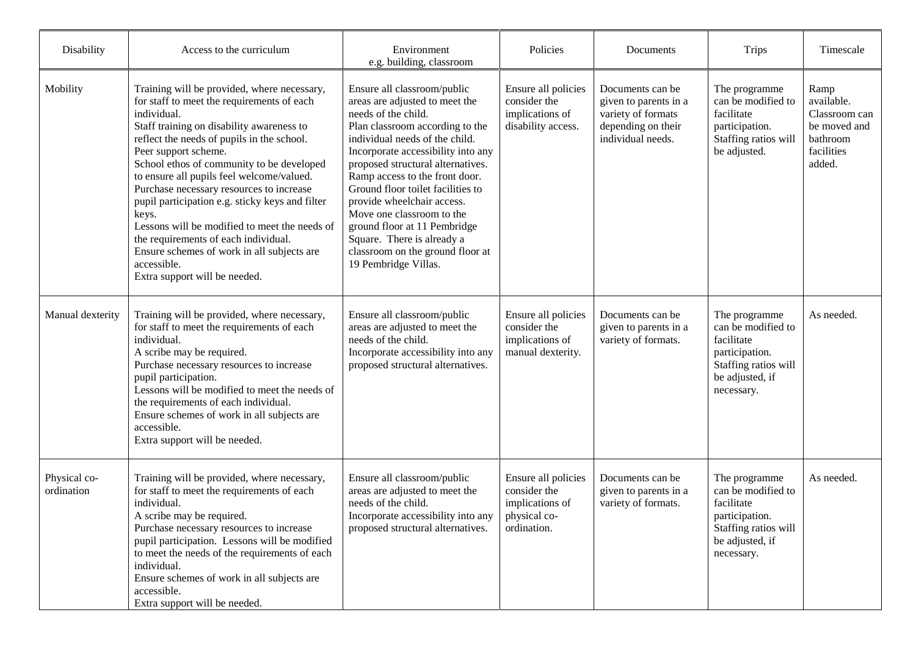| Disability | Access to the curriculum | Environment e.g. building, classroom | Policies | Documents | Trips | Timescale |
|---|---|---|---|---|---|---|
| Mobility | Training will be provided, where necessary, for staff to meet the requirements of each individual.<br>Staff training on disability awareness to reflect the needs of pupils in the school.<br>Peer support scheme.<br>School ethos of community to be developed to ensure all pupils feel welcome/valued.<br>Purchase necessary resources to increase pupil participation e.g. sticky keys and filter keys.<br>Lessons will be modified to meet the needs of the requirements of each individual.<br>Ensure schemes of work in all subjects are accessible.<br>Extra support will be needed. | Ensure all classroom/public areas are adjusted to meet the needs of the child.<br>Plan classroom according to the individual needs of the child.<br>Incorporate accessibility into any proposed structural alternatives.<br>Ramp access to the front door.<br>Ground floor toilet facilities to provide wheelchair access.<br>Move one classroom to the ground floor at 11 Pembridge Square. There is already a classroom on the ground floor at 19 Pembridge Villas. | Ensure all policies consider the implications of disability access. | Documents can be given to parents in a variety of formats depending on their individual needs. | The programme can be modified to facilitate participation. Staffing ratios will be adjusted. | Ramp available. Classroom can be moved and bathroom facilities added. |
| Manual dexterity | Training will be provided, where necessary, for staff to meet the requirements of each individual.<br>A scribe may be required.<br>Purchase necessary resources to increase pupil participation.<br>Lessons will be modified to meet the needs of the requirements of each individual.<br>Ensure schemes of work in all subjects are accessible.<br>Extra support will be needed. | Ensure all classroom/public areas are adjusted to meet the needs of the child.<br>Incorporate accessibility into any proposed structural alternatives. | Ensure all policies consider the implications of manual dexterity. | Documents can be given to parents in a variety of formats. | The programme can be modified to facilitate participation. Staffing ratios will be adjusted, if necessary. | As needed. |
| Physical co-ordination | Training will be provided, where necessary, for staff to meet the requirements of each individual.<br>A scribe may be required.<br>Purchase necessary resources to increase pupil participation. Lessons will be modified to meet the needs of the requirements of each individual.<br>Ensure schemes of work in all subjects are accessible.<br>Extra support will be needed. | Ensure all classroom/public areas are adjusted to meet the needs of the child.<br>Incorporate accessibility into any proposed structural alternatives. | Ensure all policies consider the implications of physical co-ordination. | Documents can be given to parents in a variety of formats. | The programme can be modified to facilitate participation. Staffing ratios will be adjusted, if necessary. | As needed. |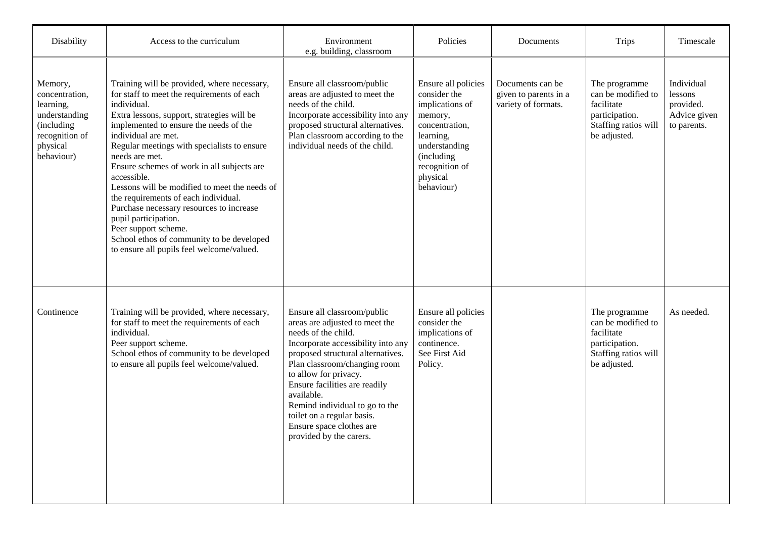| Disability | Access to the curriculum | Environment e.g. building, classroom | Policies | Documents | Trips | Timescale |
|---|---|---|---|---|---|---|
| Memory, concentration, learning, understanding (including recognition of physical behaviour) | Training will be provided, where necessary, for staff to meet the requirements of each individual.<br>Extra lessons, support, strategies will be implemented to ensure the needs of the individual are met.<br>Regular meetings with specialists to ensure needs are met.<br>Ensure schemes of work in all subjects are accessible.<br>Lessons will be modified to meet the needs of the requirements of each individual.<br>Purchase necessary resources to increase pupil participation.<br>Peer support scheme.<br>School ethos of community to be developed to ensure all pupils feel welcome/valued. | Ensure all classroom/public areas are adjusted to meet the needs of the child.<br>Incorporate accessibility into any proposed structural alternatives.<br>Plan classroom according to the individual needs of the child. | Ensure all policies consider the implications of memory, concentration, learning, understanding (including recognition of physical behaviour) | Documents can be given to parents in a variety of formats. | The programme can be modified to facilitate participation.<br>Staffing ratios will be adjusted. | Individual lessons provided.<br>Advice given to parents. |
| Continence | Training will be provided, where necessary, for staff to meet the requirements of each individual.<br>Peer support scheme.<br>School ethos of community to be developed to ensure all pupils feel welcome/valued. | Ensure all classroom/public areas are adjusted to meet the needs of the child.<br>Incorporate accessibility into any proposed structural alternatives.<br>Plan classroom/changing room to allow for privacy.<br>Ensure facilities are readily available.<br>Remind individual to go to the toilet on a regular basis.<br>Ensure space clothes are provided by the carers. | Ensure all policies consider the implications of continence.<br>See First Aid Policy. | | The programme can be modified to facilitate participation.<br>Staffing ratios will be adjusted. | As needed. |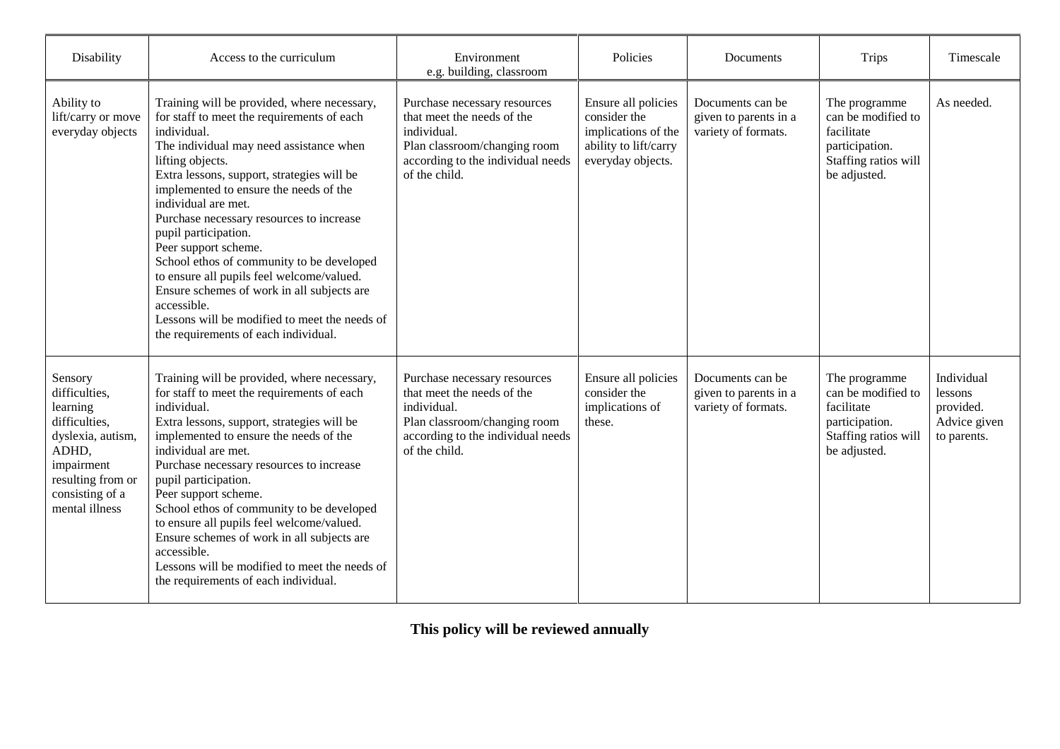| Disability | Access to the curriculum | Environment e.g. building, classroom | Policies | Documents | Trips | Timescale |
|---|---|---|---|---|---|---|
| Ability to lift/carry or move everyday objects | Training will be provided, where necessary, for staff to meet the requirements of each individual.<br>The individual may need assistance when lifting objects.<br>Extra lessons, support, strategies will be implemented to ensure the needs of the individual are met.<br>Purchase necessary resources to increase pupil participation.<br>Peer support scheme.<br>School ethos of community to be developed to ensure all pupils feel welcome/valued.<br>Ensure schemes of work in all subjects are accessible.<br>Lessons will be modified to meet the needs of the requirements of each individual. | Purchase necessary resources that meet the needs of the individual.<br>Plan classroom/changing room according to the individual needs of the child. | Ensure all policies consider the implications of the ability to lift/carry everyday objects. | Documents can be given to parents in a variety of formats. | The programme can be modified to facilitate participation. Staffing ratios will be adjusted. | As needed. |
| Sensory difficulties, learning difficulties, dyslexia, autism, ADHD, impairment resulting from or consisting of a mental illness | Training will be provided, where necessary, for staff to meet the requirements of each individual.<br>Extra lessons, support, strategies will be implemented to ensure the needs of the individual are met.<br>Purchase necessary resources to increase pupil participation.<br>Peer support scheme.<br>School ethos of community to be developed to ensure all pupils feel welcome/valued.<br>Ensure schemes of work in all subjects are accessible.<br>Lessons will be modified to meet the needs of the requirements of each individual. | Purchase necessary resources that meet the needs of the individual.<br>Plan classroom/changing room according to the individual needs of the child. | Ensure all policies consider the implications of these. | Documents can be given to parents in a variety of formats. | The programme can be modified to facilitate participation. Staffing ratios will be adjusted. | Individual lessons provided. Advice given to parents. |

**This policy will be reviewed annually**